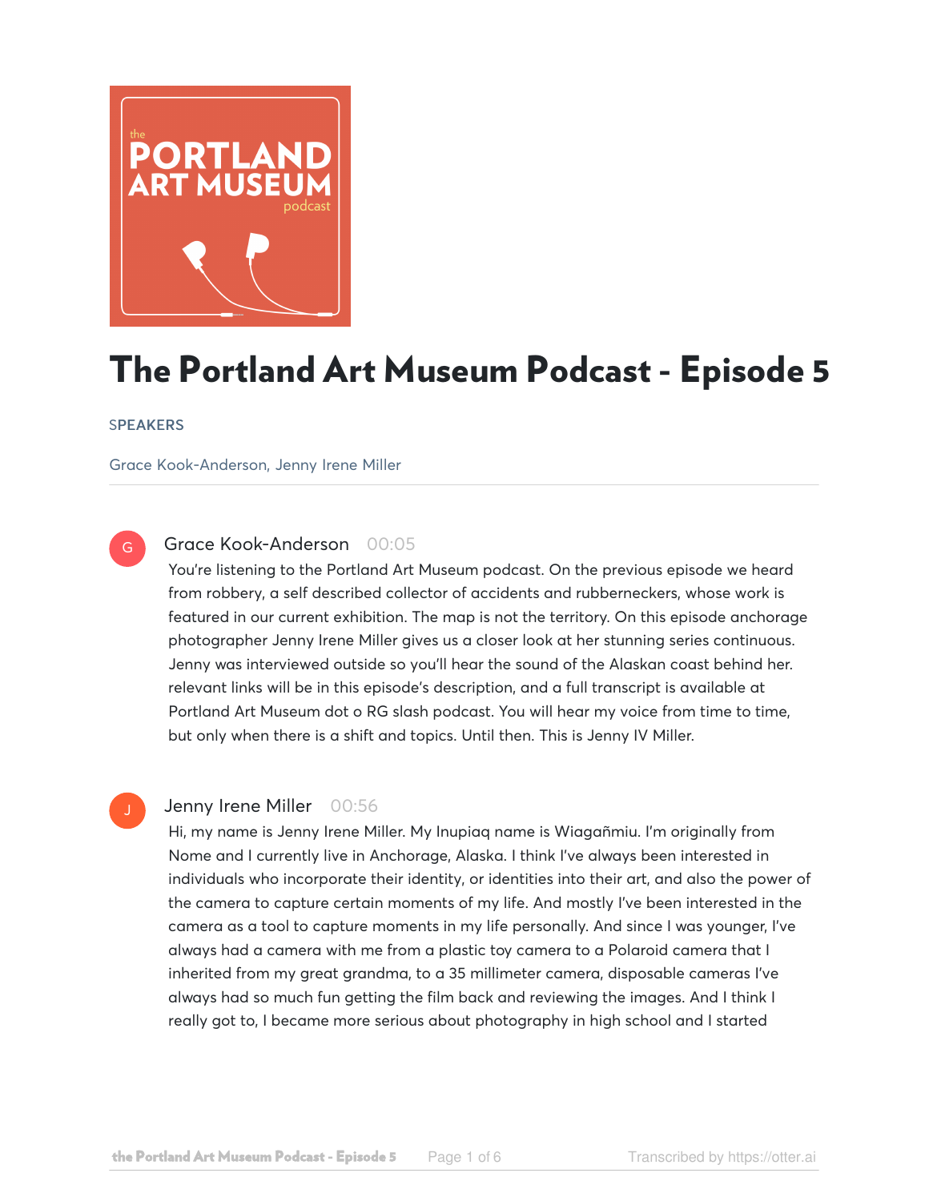# The Portland Art Museum Podcast - Episode 5

SPEAKERS

Grace Kook-Anderson, Jenny Irene Miller

---

**Grace Kook-Anderson** 00:05

You're listening to the Portland Art Museum podcast. On the previous episode we heard from robbery, a self described collector of accidents and rubberneckers, whose work is featured in our current exhibition. The map is not the territory. On this episode anchorage photographer Jenny Irene Miller gives us a closer look at her stunning series continuous. Jenny was interviewed outside so you'll hear the sound of the Alaskan coast behind her. relevant links will be in this episode's description, and a full transcript is available at Portland Art Museum dot o RG slash podcast. You will hear my voice from time to time, but only when there is a shift and topics. Until then. This is Jenny IV Miller.

**Jenny Irene Miller** 00:56

Hi, my name is Jenny Irene Miller. My Inupiaq name is Wiagañmiu. I'm originally from Nome and I currently live in Anchorage, Alaska. I think I've always been interested in individuals who incorporate their identity, or identities into their art, and also the power of the camera to capture certain moments of my life. And mostly I've been interested in the camera as a tool to capture moments in my life personally. And since I was younger, I've always had a camera with me from a plastic toy camera to a Polaroid camera that I inherited from my great grandma, to a 35 millimeter camera, disposable cameras I've always had so much fun getting the film back and reviewing the images. And I think I really got to, I became more serious about photography in high school and I started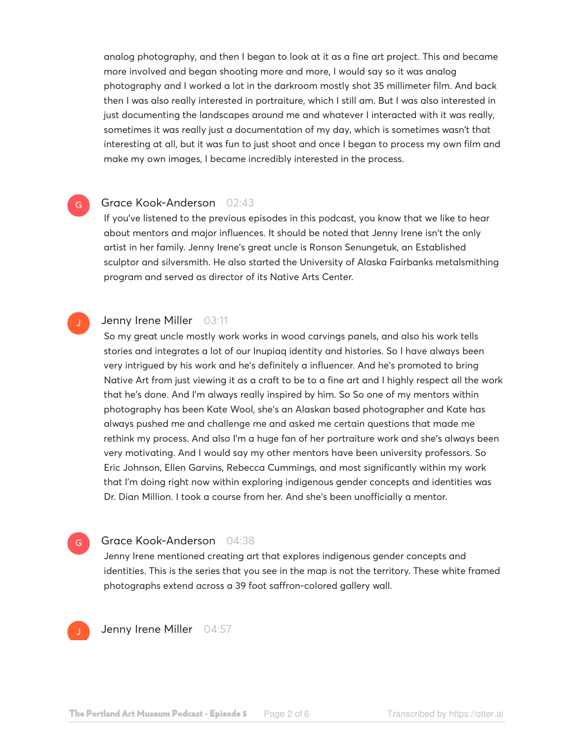analog photography, and then I began to look at it as a fine art project. This and became more involved and began shooting more and more, I would say so it was analog photography and I worked a lot in the darkroom mostly shot 35 millimeter film. And back then I was also really interested in portraiture, which I still am. But I was also interested in just documenting the landscapes around me and whatever I interacted with it was really, sometimes it was really just a documentation of my day, which is sometimes wasn't that interesting at all, but it was fun to just shoot and once I began to process my own film and make my own images, I became incredibly interested in the process.

G

**Grace Kook-Anderson** 02:43

If you've listened to the previous episodes in this podcast, you know that we like to hear about mentors and major influences. It should be noted that Jenny Irene isn't the only artist in her family. Jenny Irene's great uncle is Ronson Senungetuk, an Established sculptor and silversmith. He also started the University of Alaska Fairbanks metalsmithing program and served as director of its Native Arts Center.

J

**Jenny Irene Miller** 03:11

So my great uncle mostly work works in wood carvings panels, and also his work tells stories and integrates a lot of our Inupiaq identity and histories. So I have always been very intrigued by his work and he's definitely a influencer. And he's promoted to bring Native Art from just viewing it as a craft to be to a fine art and I highly respect all the work that he's done. And I'm always really inspired by him. So So one of my mentors within photography has been Kate Wool, she's an Alaskan based photographer and Kate has always pushed me and challenge me and asked me certain questions that made me rethink my process. And also I'm a huge fan of her portraiture work and she's always been very motivating. And I would say my other mentors have been university professors. So Eric Johnson, Ellen Garvins, Rebecca Cummings, and most significantly within my work that I'm doing right now within exploring indigenous gender concepts and identities was Dr. Dian Million. I took a course from her. And she's been unofficially a mentor.

G

**Grace Kook-Anderson** 04:38

Jenny Irene mentioned creating art that explores indigenous gender concepts and identities. This is the series that you see in the map is not the territory. These white framed photographs extend across a 39 foot saffron-colored gallery wall.

J

**Jenny Irene Miller** 04:57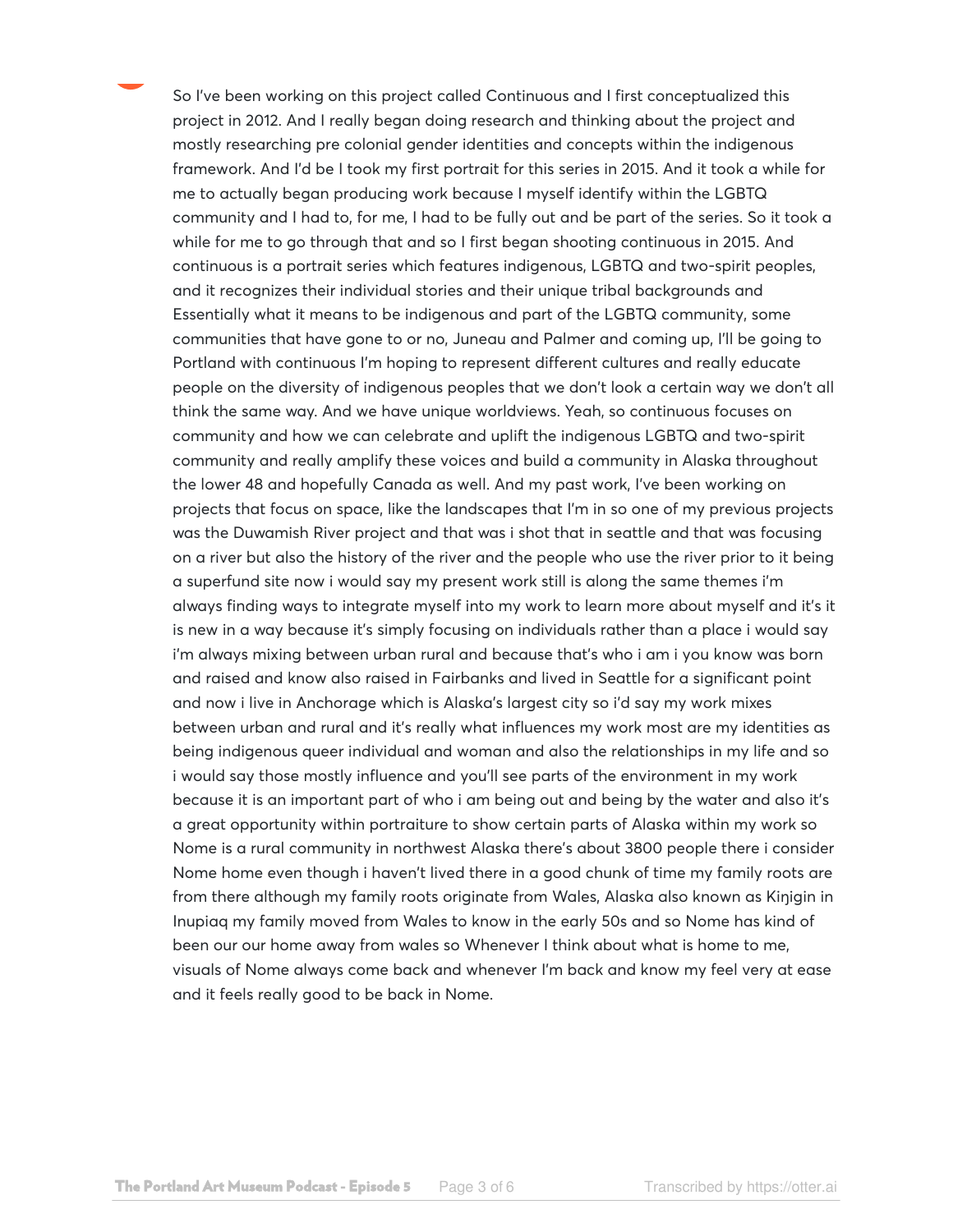So I've been working on this project called Continuous and I first conceptualized this project in 2012. And I really began doing research and thinking about the project and mostly researching pre colonial gender identities and concepts within the indigenous framework. And I'd be I took my first portrait for this series in 2015. And it took a while for me to actually began producing work because I myself identify within the LGBTQ community and I had to, for me, I had to be fully out and be part of the series. So it took a while for me to go through that and so I first began shooting continuous in 2015. And continuous is a portrait series which features indigenous, LGBTQ and two-spirit peoples, and it recognizes their individual stories and their unique tribal backgrounds and Essentially what it means to be indigenous and part of the LGBTQ community, some communities that have gone to or no, Juneau and Palmer and coming up, I'll be going to Portland with continuous I'm hoping to represent different cultures and really educate people on the diversity of indigenous peoples that we don't look a certain way we don't all think the same way. And we have unique worldviews. Yeah, so continuous focuses on community and how we can celebrate and uplift the indigenous LGBTQ and two-spirit community and really amplify these voices and build a community in Alaska throughout the lower 48 and hopefully Canada as well. And my past work, I've been working on projects that focus on space, like the landscapes that I'm in so one of my previous projects was the Duwamish River project and that was i shot that in seattle and that was focusing on a river but also the history of the river and the people who use the river prior to it being a superfund site now i would say my present work still is along the same themes i'm always finding ways to integrate myself into my work to learn more about myself and it's it is new in a way because it's simply focusing on individuals rather than a place i would say i'm always mixing between urban rural and because that's who i am i you know was born and raised and know also raised in Fairbanks and lived in Seattle for a significant point and now i live in Anchorage which is Alaska's largest city so i'd say my work mixes between urban and rural and it's really what influences my work most are my identities as being indigenous queer individual and woman and also the relationships in my life and so i would say those mostly influence and you'll see parts of the environment in my work because it is an important part of who i am being out and being by the water and also it's a great opportunity within portraiture to show certain parts of Alaska within my work so Nome is a rural community in northwest Alaska there's about 3800 people there i consider Nome home even though i haven't lived there in a good chunk of time my family roots are from there although my family roots originate from Wales, Alaska also known as Kiŋigin in Inupiaq my family moved from Wales to know in the early 50s and so Nome has kind of been our our home away from wales so Whenever I think about what is home to me, visuals of Nome always come back and whenever I'm back and know my feel very at ease and it feels really good to be back in Nome.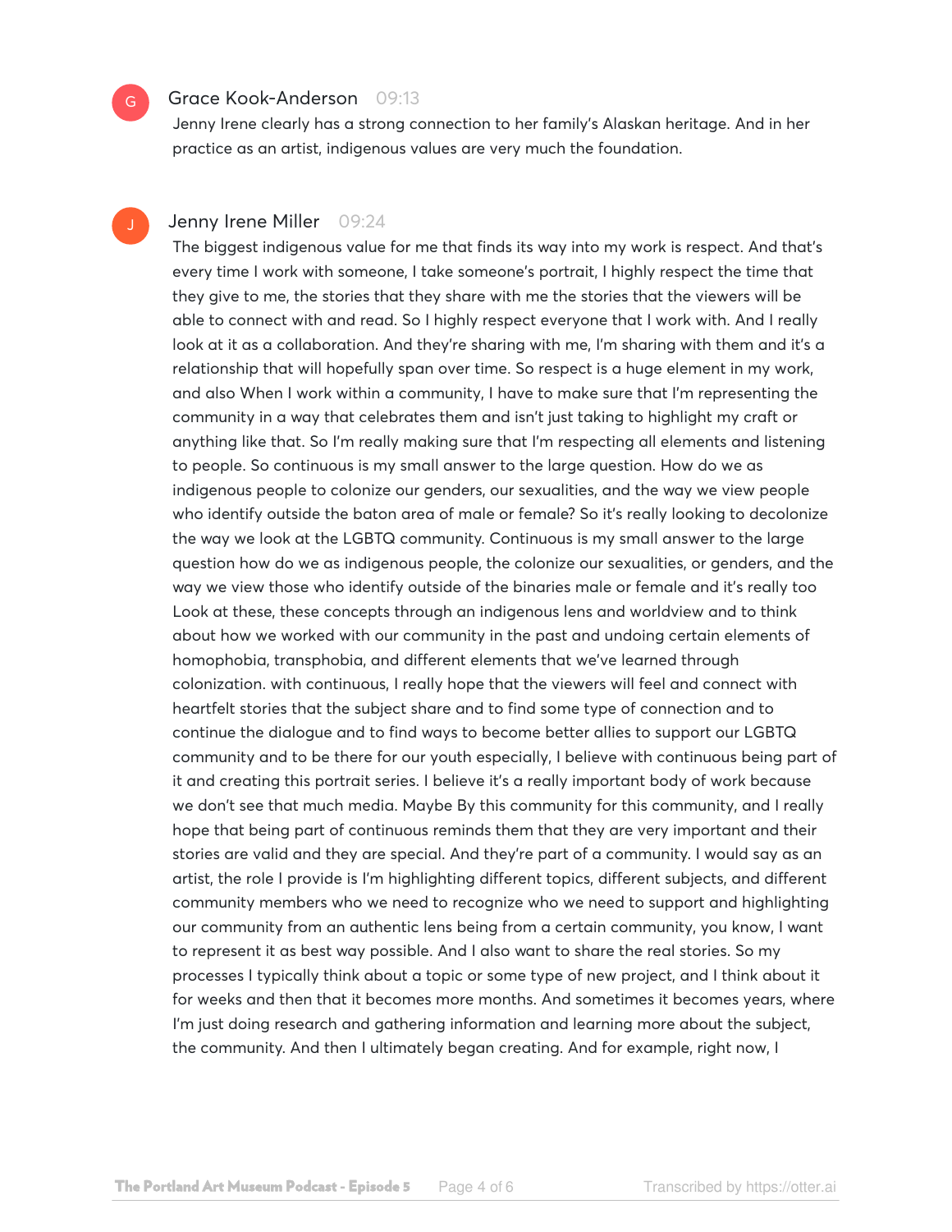G

Grace Kook-Anderson 09:13

Jenny Irene clearly has a strong connection to her family's Alaskan heritage. And in her practice as an artist, indigenous values are very much the foundation.

J

Jenny Irene Miller 09:24

The biggest indigenous value for me that finds its way into my work is respect. And that's every time I work with someone, I take someone's portrait, I highly respect the time that they give to me, the stories that they share with me the stories that the viewers will be able to connect with and read. So I highly respect everyone that I work with. And I really look at it as a collaboration. And they're sharing with me, I'm sharing with them and it's a relationship that will hopefully span over time. So respect is a huge element in my work, and also When I work within a community, I have to make sure that I'm representing the community in a way that celebrates them and isn't just taking to highlight my craft or anything like that. So I'm really making sure that I'm respecting all elements and listening to people. So continuous is my small answer to the large question. How do we as indigenous people to colonize our genders, our sexualities, and the way we view people who identify outside the baton area of male or female? So it's really looking to decolonize the way we look at the LGBTQ community. Continuous is my small answer to the large question how do we as indigenous people, the colonize our sexualities, or genders, and the way we view those who identify outside of the binaries male or female and it's really too Look at these, these concepts through an indigenous lens and worldview and to think about how we worked with our community in the past and undoing certain elements of homophobia, transphobia, and different elements that we've learned through colonization. with continuous, I really hope that the viewers will feel and connect with heartfelt stories that the subject share and to find some type of connection and to continue the dialogue and to find ways to become better allies to support our LGBTQ community and to be there for our youth especially, I believe with continuous being part of it and creating this portrait series. I believe it's a really important body of work because we don't see that much media. Maybe By this community for this community, and I really hope that being part of continuous reminds them that they are very important and their stories are valid and they are special. And they're part of a community. I would say as an artist, the role I provide is I'm highlighting different topics, different subjects, and different community members who we need to recognize who we need to support and highlighting our community from an authentic lens being from a certain community, you know, I want to represent it as best way possible. And I also want to share the real stories. So my processes I typically think about a topic or some type of new project, and I think about it for weeks and then that it becomes more months. And sometimes it becomes years, where I'm just doing research and gathering information and learning more about the subject, the community. And then I ultimately began creating. And for example, right now, I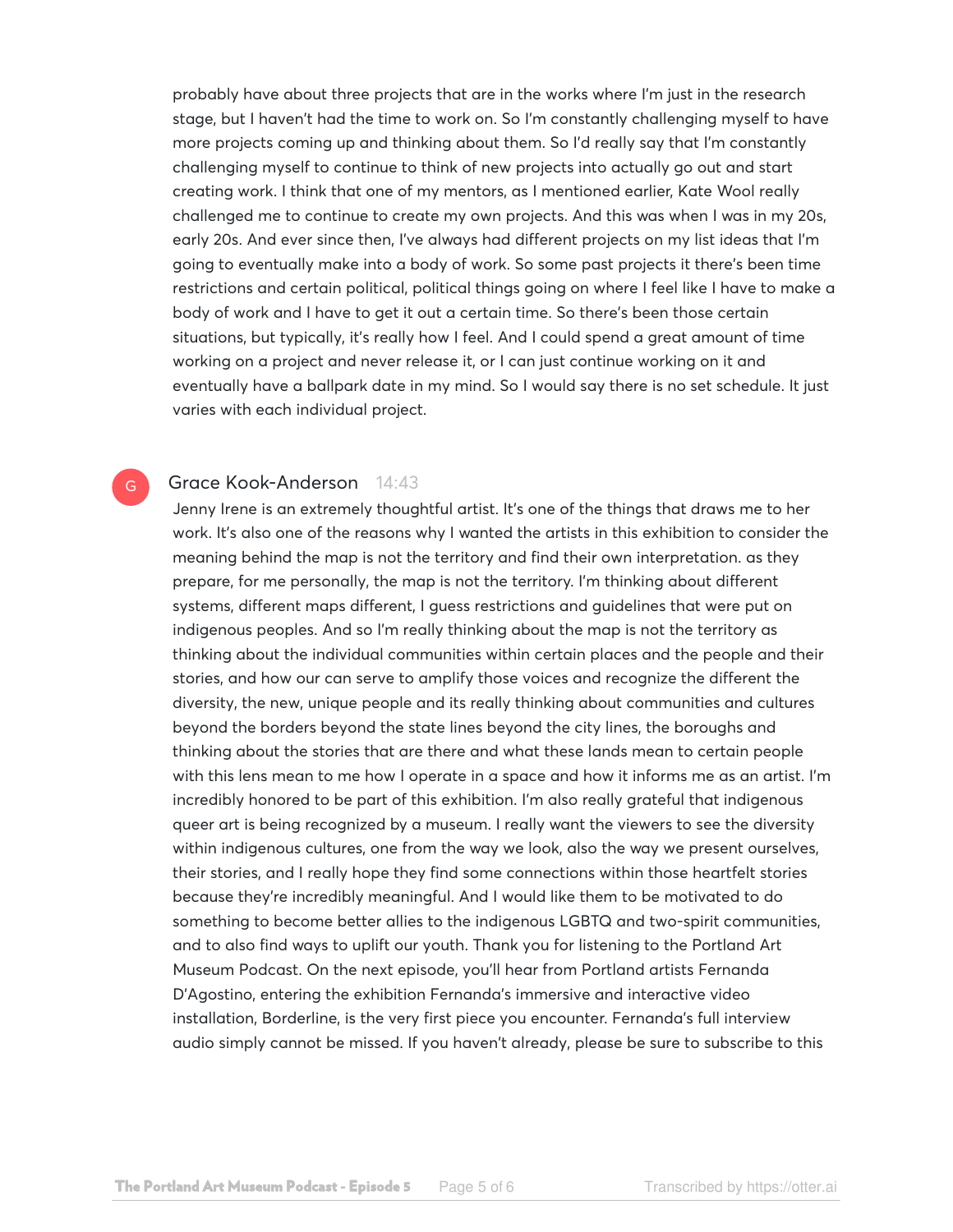probably have about three projects that are in the works where I'm just in the research stage, but I haven't had the time to work on. So I'm constantly challenging myself to have more projects coming up and thinking about them. So I'd really say that I'm constantly challenging myself to continue to think of new projects into actually go out and start creating work. I think that one of my mentors, as I mentioned earlier, Kate Wool really challenged me to continue to create my own projects. And this was when I was in my 20s, early 20s. And ever since then, I've always had different projects on my list ideas that I'm going to eventually make into a body of work. So some past projects it there's been time restrictions and certain political, political things going on where I feel like I have to make a body of work and I have to get it out a certain time. So there's been those certain situations, but typically, it's really how I feel. And I could spend a great amount of time working on a project and never release it, or I can just continue working on it and eventually have a ballpark date in my mind. So I would say there is no set schedule. It just varies with each individual project.

**Grace Kook-Anderson** 14:43

Jenny Irene is an extremely thoughtful artist. It's one of the things that draws me to her work. It's also one of the reasons why I wanted the artists in this exhibition to consider the meaning behind the map is not the territory and find their own interpretation. as they prepare, for me personally, the map is not the territory. I'm thinking about different systems, different maps different, I guess restrictions and guidelines that were put on indigenous peoples. And so I'm really thinking about the map is not the territory as thinking about the individual communities within certain places and the people and their stories, and how our can serve to amplify those voices and recognize the different the diversity, the new, unique people and its really thinking about communities and cultures beyond the borders beyond the state lines beyond the city lines, the boroughs and thinking about the stories that are there and what these lands mean to certain people with this lens mean to me how I operate in a space and how it informs me as an artist. I'm incredibly honored to be part of this exhibition. I'm also really grateful that indigenous queer art is being recognized by a museum. I really want the viewers to see the diversity within indigenous cultures, one from the way we look, also the way we present ourselves, their stories, and I really hope they find some connections within those heartfelt stories because they're incredibly meaningful. And I would like them to be motivated to do something to become better allies to the indigenous LGBTQ and two-spirit communities, and to also find ways to uplift our youth. Thank you for listening to the Portland Art Museum Podcast. On the next episode, you'll hear from Portland artists Fernanda D'Agostino, entering the exhibition Fernanda's immersive and interactive video installation, Borderline, is the very first piece you encounter. Fernanda's full interview audio simply cannot be missed. If you haven't already, please be sure to subscribe to this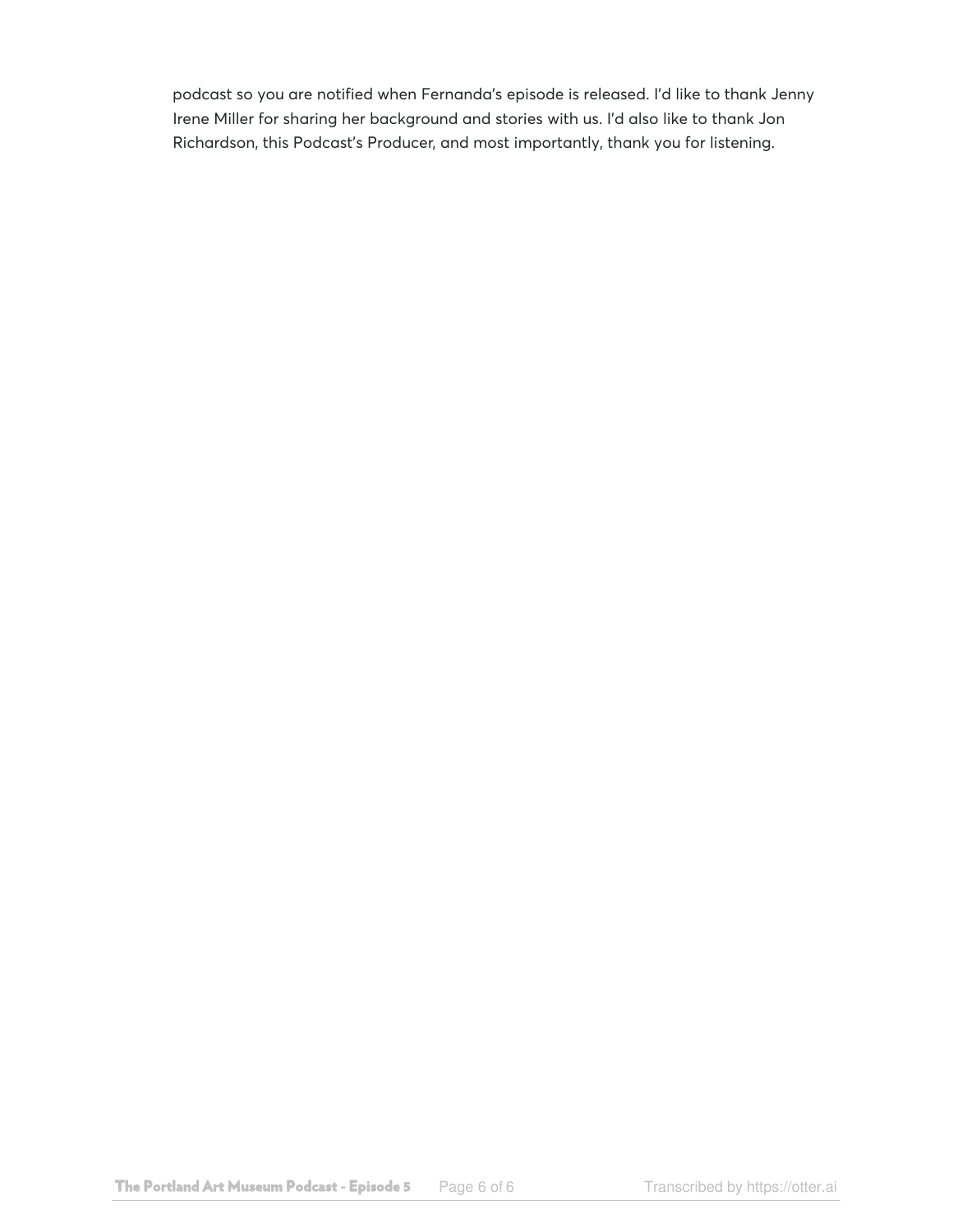podcast so you are notified when Fernanda's episode is released. I'd like to thank Jenny Irene Miller for sharing her background and stories with us. I'd also like to thank Jon Richardson, this Podcast's Producer, and most importantly, thank you for listening.